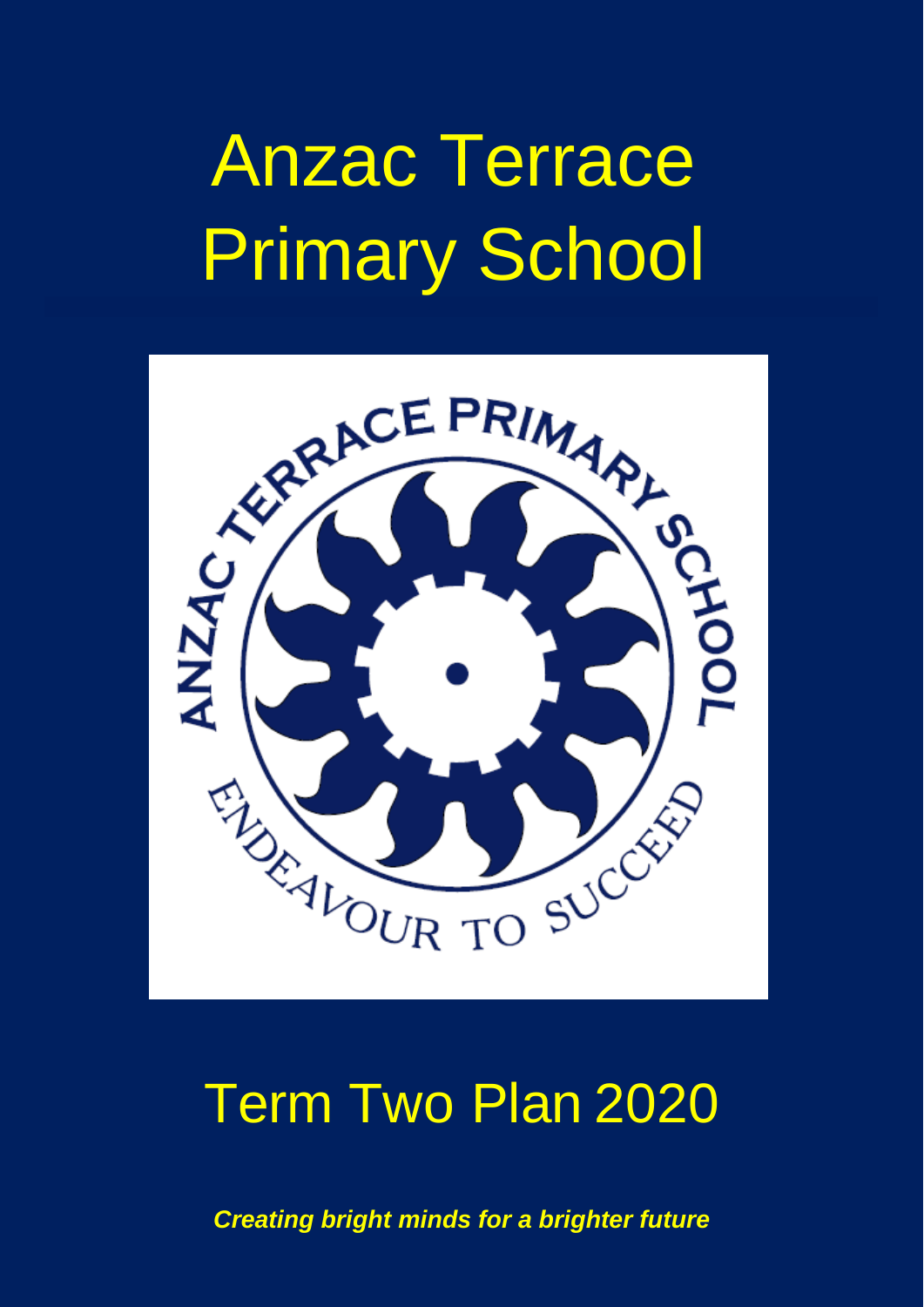# Anzac Terrace Primary School

# Term Two Plan 2020

***Creating bright minds for a brighter future***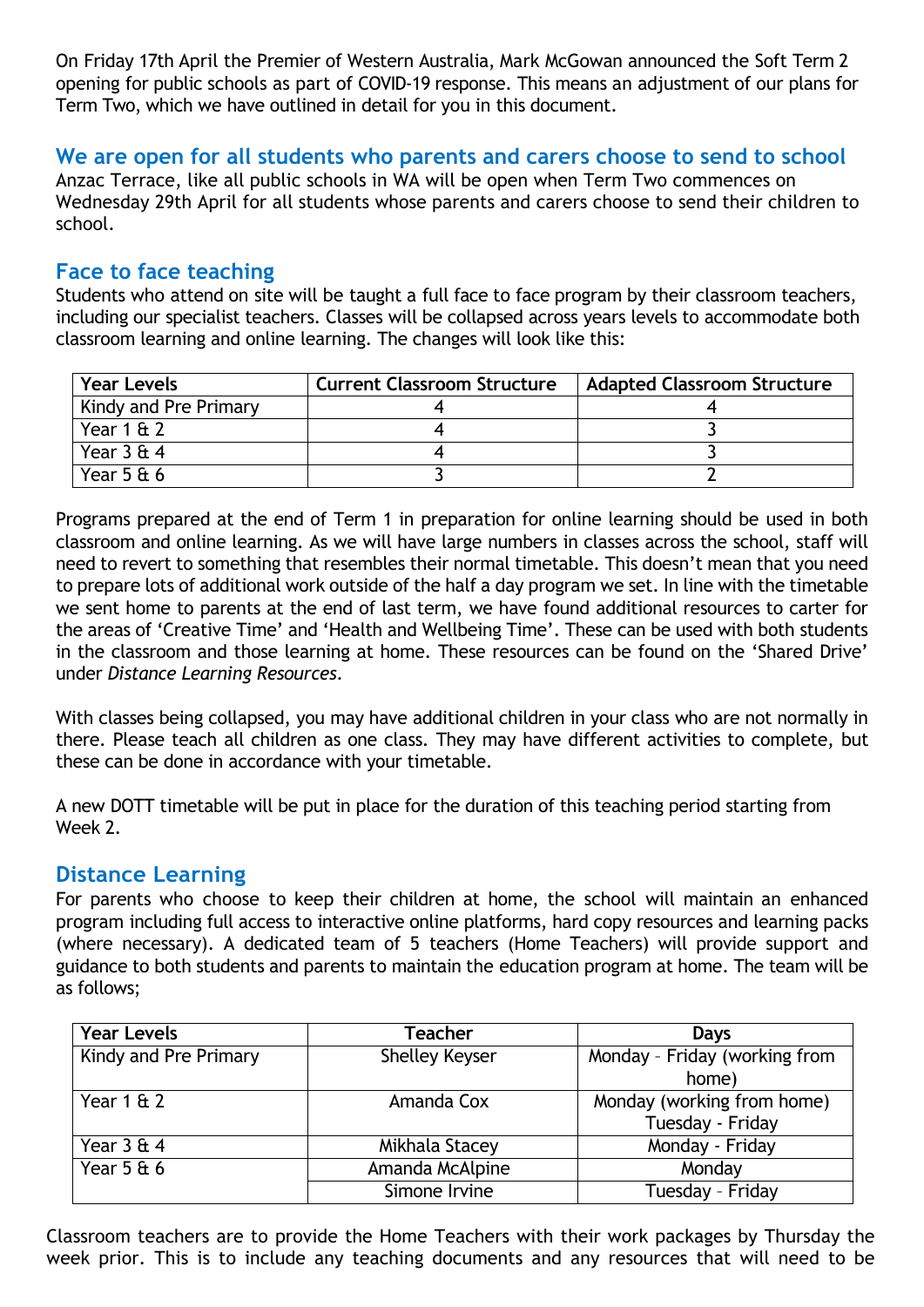On Friday 17th April the Premier of Western Australia, Mark McGowan announced the Soft Term 2 opening for public schools as part of COVID-19 response. This means an adjustment of our plans for Term Two, which we have outlined in detail for you in this document.

## We are open for all students who parents and carers choose to send to school

Anzac Terrace, like all public schools in WA will be open when Term Two commences on Wednesday 29th April for all students whose parents and carers choose to send their children to school.

## Face to face teaching

Students who attend on site will be taught a full face to face program by their classroom teachers, including our specialist teachers. Classes will be collapsed across years levels to accommodate both classroom learning and online learning. The changes will look like this:

| Year Levels | Current Classroom Structure | Adapted Classroom Structure |
|---|---|---|
| Kindy and Pre Primary | 4 | 4 |
| Year 1 & 2 | 4 | 3 |
| Year 3 & 4 | 4 | 3 |
| Year 5 & 6 | 3 | 2 |

Programs prepared at the end of Term 1 in preparation for online learning should be used in both classroom and online learning. As we will have large numbers in classes across the school, staff will need to revert to something that resembles their normal timetable. This doesn't mean that you need to prepare lots of additional work outside of the half a day program we set. In line with the timetable we sent home to parents at the end of last term, we have found additional resources to carter for the areas of 'Creative Time' and 'Health and Wellbeing Time'. These can be used with both students in the classroom and those learning at home. These resources can be found on the 'Shared Drive' under *Distance Learning Resources*.

With classes being collapsed, you may have additional children in your class who are not normally in there. Please teach all children as one class. They may have different activities to complete, but these can be done in accordance with your timetable.

A new DOTT timetable will be put in place for the duration of this teaching period starting from Week 2.

## Distance Learning

For parents who choose to keep their children at home, the school will maintain an enhanced program including full access to interactive online platforms, hard copy resources and learning packs (where necessary). A dedicated team of 5 teachers (Home Teachers) will provide support and guidance to both students and parents to maintain the education program at home. The team will be as follows;

| Year Levels | Teacher | Days |
|---|---|---|
| Kindy and Pre Primary | Shelley Keyser | Monday – Friday (working from home) |
| Year 1 & 2 | Amanda Cox | Monday (working from home) Tuesday - Friday |
| Year 3 & 4 | Mikhala Stacey | Monday - Friday |
| Year 5 & 6 | Amanda McAlpine | Monday |
| | Simone Irvine | Tuesday – Friday |

Classroom teachers are to provide the Home Teachers with their work packages by Thursday the week prior. This is to include any teaching documents and any resources that will need to be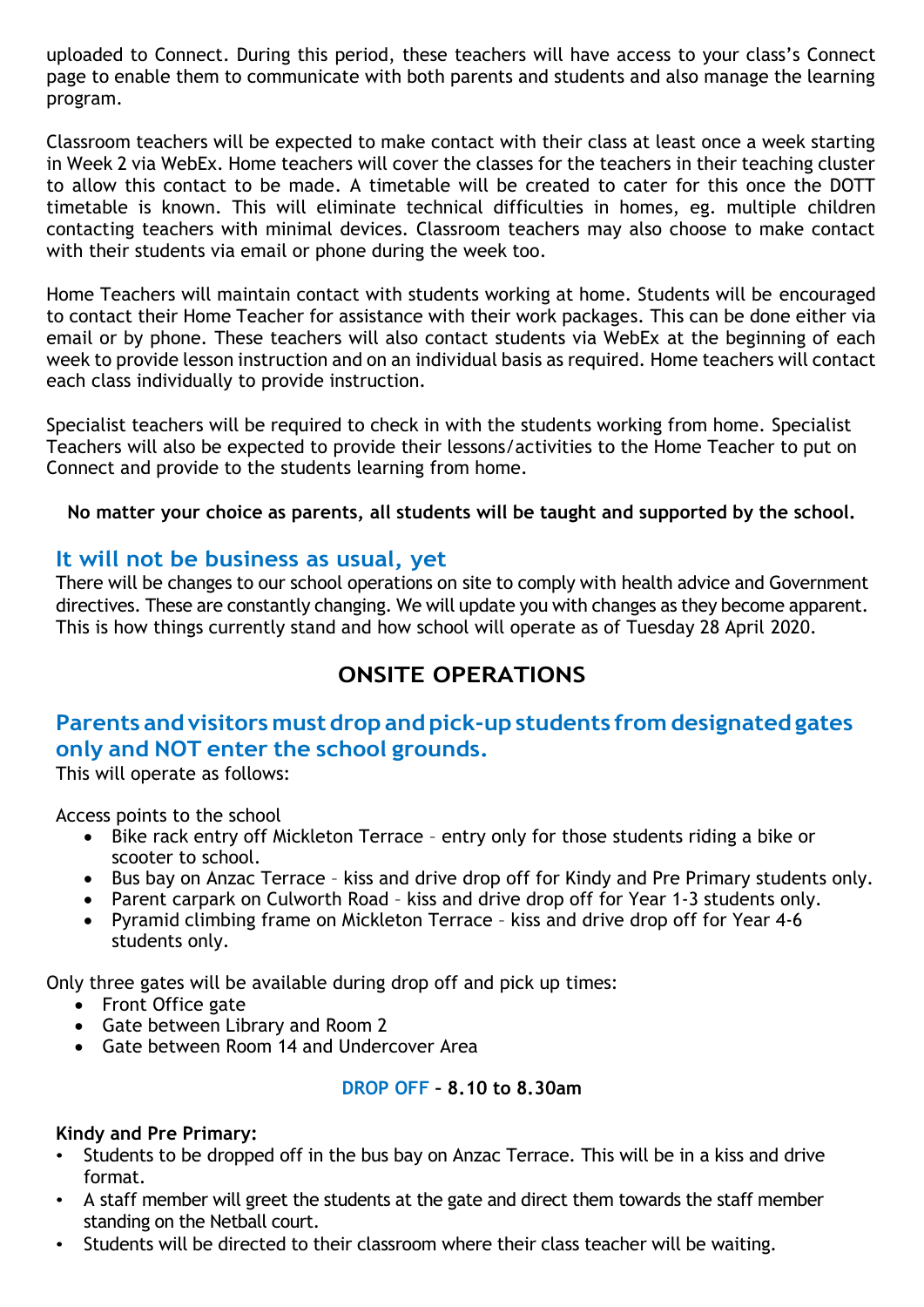uploaded to Connect. During this period, these teachers will have access to your class's Connect page to enable them to communicate with both parents and students and also manage the learning program.

Classroom teachers will be expected to make contact with their class at least once a week starting in Week 2 via WebEx. Home teachers will cover the classes for the teachers in their teaching cluster to allow this contact to be made. A timetable will be created to cater for this once the DOTT timetable is known. This will eliminate technical difficulties in homes, eg. multiple children contacting teachers with minimal devices. Classroom teachers may also choose to make contact with their students via email or phone during the week too.

Home Teachers will maintain contact with students working at home. Students will be encouraged to contact their Home Teacher for assistance with their work packages. This can be done either via email or by phone. These teachers will also contact students via WebEx at the beginning of each week to provide lesson instruction and on an individual basis as required. Home teachers will contact each class individually to provide instruction.

Specialist teachers will be required to check in with the students working from home. Specialist Teachers will also be expected to provide their lessons/activities to the Home Teacher to put on Connect and provide to the students learning from home.

**No matter your choice as parents, all students will be taught and supported by the school.**

## It will not be business as usual, yet

There will be changes to our school operations on site to comply with health advice and Government directives. These are constantly changing. We will update you with changes as they become apparent. This is how things currently stand and how school will operate as of Tuesday 28 April 2020.

# ONSITE OPERATIONS

## Parents and visitors must drop and pick-up students from designated gates only and NOT enter the school grounds.

This will operate as follows:

Access points to the school

- Bike rack entry off Mickleton Terrace – entry only for those students riding a bike or scooter to school.
- Bus bay on Anzac Terrace – kiss and drive drop off for Kindy and Pre Primary students only.
- Parent carpark on Culworth Road – kiss and drive drop off for Year 1-3 students only.
- Pyramid climbing frame on Mickleton Terrace – kiss and drive drop off for Year 4-6 students only.

Only three gates will be available during drop off and pick up times:

- Front Office gate
- Gate between Library and Room 2
- Gate between Room 14 and Undercover Area

**DROP OFF – 8.10 to 8.30am**

**Kindy and Pre Primary:**

- Students to be dropped off in the bus bay on Anzac Terrace. This will be in a kiss and drive format.
- A staff member will greet the students at the gate and direct them towards the staff member standing on the Netball court.
- Students will be directed to their classroom where their class teacher will be waiting.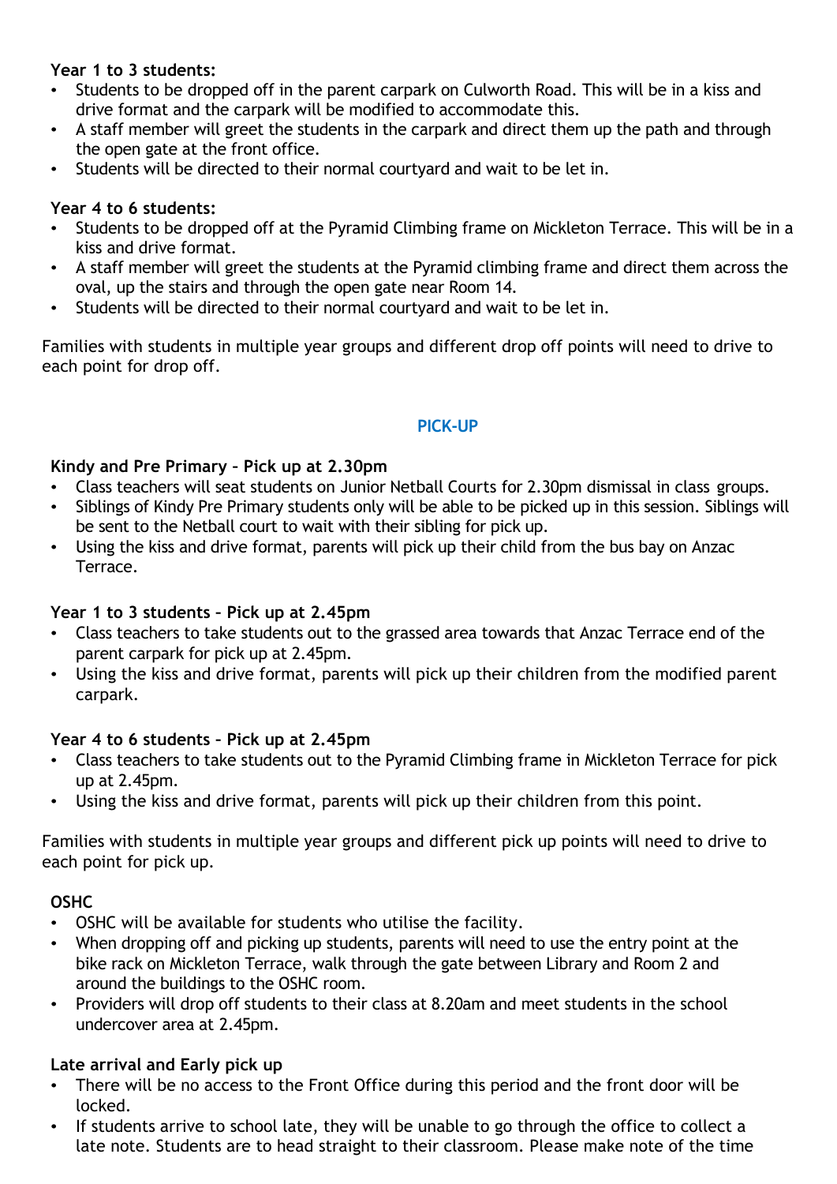**Year 1 to 3 students:**

- Students to be dropped off in the parent carpark on Culworth Road. This will be in a kiss and drive format and the carpark will be modified to accommodate this.
- A staff member will greet the students in the carpark and direct them up the path and through the open gate at the front office.
- Students will be directed to their normal courtyard and wait to be let in.

**Year 4 to 6 students:**

- Students to be dropped off at the Pyramid Climbing frame on Mickleton Terrace. This will be in a kiss and drive format.
- A staff member will greet the students at the Pyramid climbing frame and direct them across the oval, up the stairs and through the open gate near Room 14.
- Students will be directed to their normal courtyard and wait to be let in.

Families with students in multiple year groups and different drop off points will need to drive to each point for drop off.

## PICK-UP

**Kindy and Pre Primary – Pick up at 2.30pm**

- Class teachers will seat students on Junior Netball Courts for 2.30pm dismissal in class groups.
- Siblings of Kindy Pre Primary students only will be able to be picked up in this session. Siblings will be sent to the Netball court to wait with their sibling for pick up.
- Using the kiss and drive format, parents will pick up their child from the bus bay on Anzac Terrace.

**Year 1 to 3 students – Pick up at 2.45pm**

- Class teachers to take students out to the grassed area towards that Anzac Terrace end of the parent carpark for pick up at 2.45pm.
- Using the kiss and drive format, parents will pick up their children from the modified parent carpark.

**Year 4 to 6 students – Pick up at 2.45pm**

- Class teachers to take students out to the Pyramid Climbing frame in Mickleton Terrace for pick up at 2.45pm.
- Using the kiss and drive format, parents will pick up their children from this point.

Families with students in multiple year groups and different pick up points will need to drive to each point for pick up.

**OSHC**

- OSHC will be available for students who utilise the facility.
- When dropping off and picking up students, parents will need to use the entry point at the bike rack on Mickleton Terrace, walk through the gate between Library and Room 2 and around the buildings to the OSHC room.
- Providers will drop off students to their class at 8.20am and meet students in the school undercover area at 2.45pm.

**Late arrival and Early pick up**

- There will be no access to the Front Office during this period and the front door will be locked.
- If students arrive to school late, they will be unable to go through the office to collect a late note. Students are to head straight to their classroom. Please make note of the time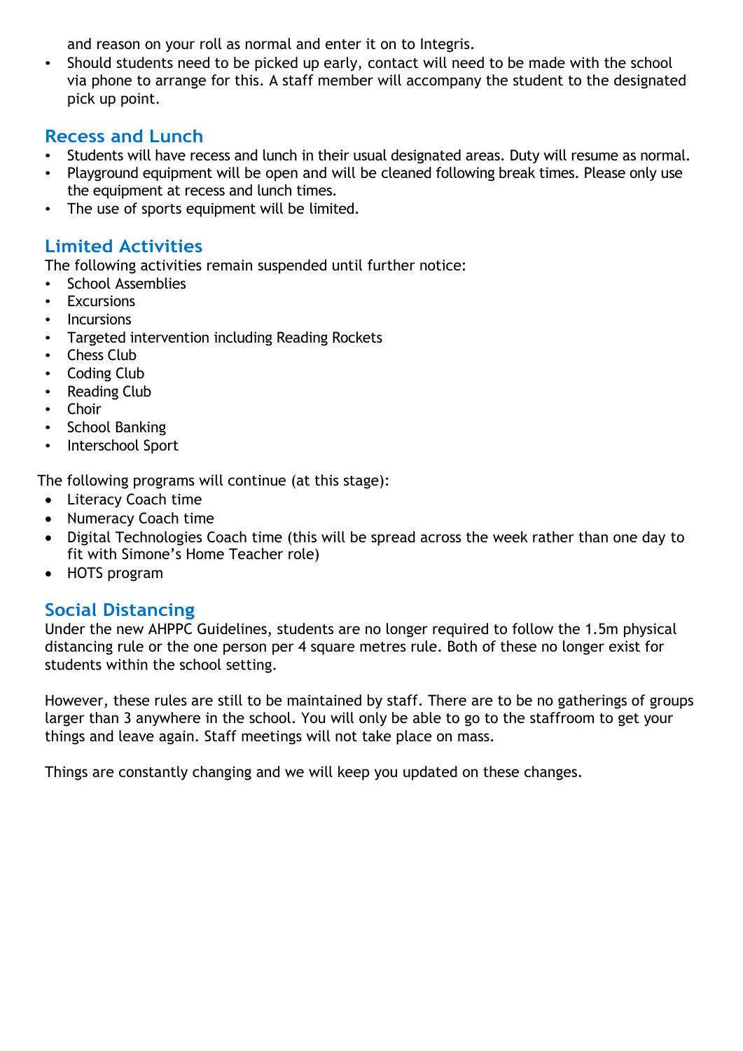and reason on your roll as normal and enter it on to Integris.

- Should students need to be picked up early, contact will need to be made with the school via phone to arrange for this. A staff member will accompany the student to the designated pick up point.

## Recess and Lunch

- Students will have recess and lunch in their usual designated areas. Duty will resume as normal.
- Playground equipment will be open and will be cleaned following break times. Please only use the equipment at recess and lunch times.
- The use of sports equipment will be limited.

## Limited Activities

The following activities remain suspended until further notice:

- School Assemblies
- Excursions
- Incursions
- Targeted intervention including Reading Rockets
- Chess Club
- Coding Club
- Reading Club
- Choir
- School Banking
- Interschool Sport

The following programs will continue (at this stage):

- Literacy Coach time
- Numeracy Coach time
- Digital Technologies Coach time (this will be spread across the week rather than one day to fit with Simone's Home Teacher role)
- HOTS program

## Social Distancing

Under the new AHPPC Guidelines, students are no longer required to follow the 1.5m physical distancing rule or the one person per 4 square metres rule. Both of these no longer exist for students within the school setting.

However, these rules are still to be maintained by staff. There are to be no gatherings of groups larger than 3 anywhere in the school. You will only be able to go to the staffroom to get your things and leave again. Staff meetings will not take place on mass.

Things are constantly changing and we will keep you updated on these changes.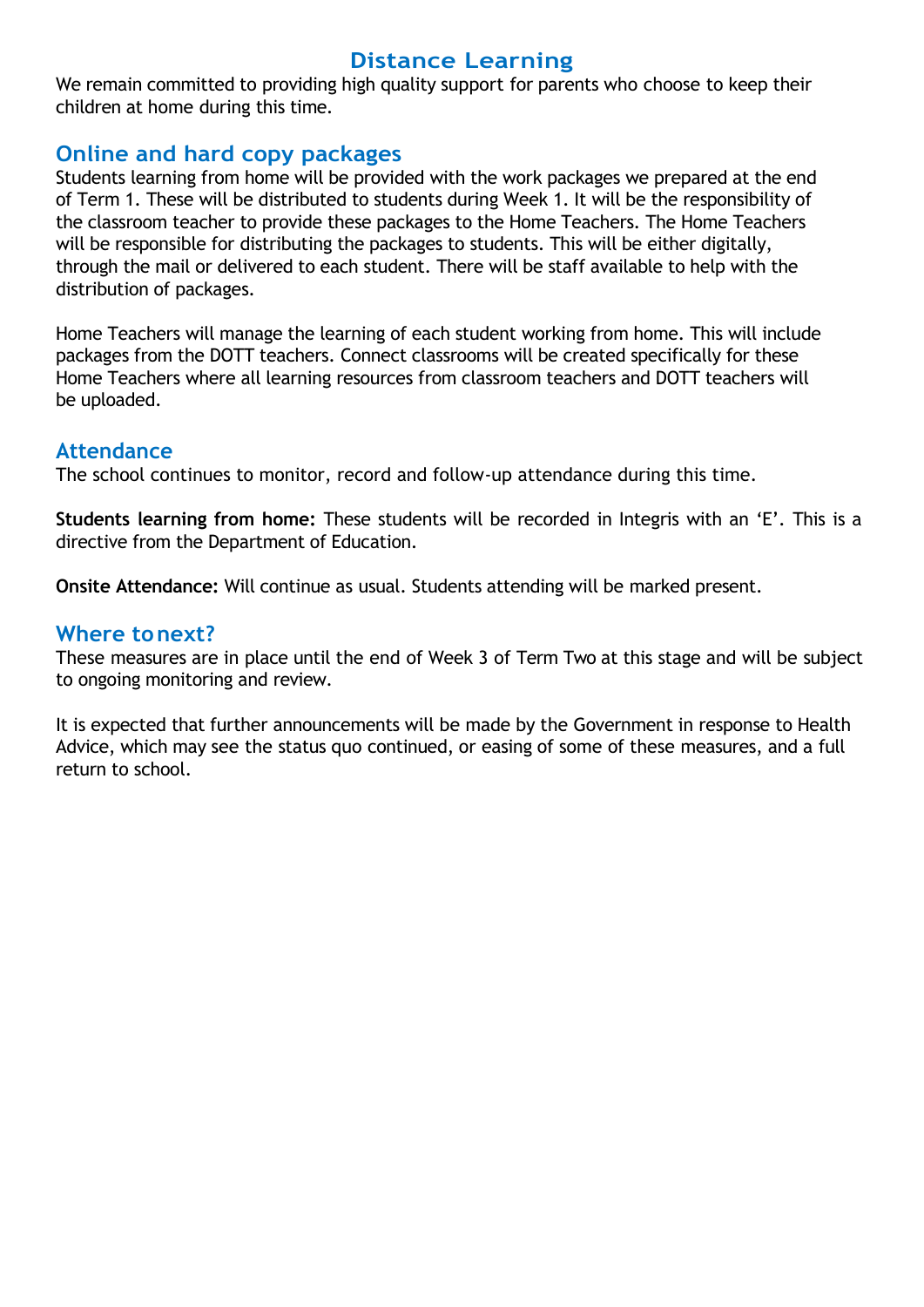# Distance Learning

We remain committed to providing high quality support for parents who choose to keep their children at home during this time.

## Online and hard copy packages

Students learning from home will be provided with the work packages we prepared at the end of Term 1. These will be distributed to students during Week 1. It will be the responsibility of the classroom teacher to provide these packages to the Home Teachers. The Home Teachers will be responsible for distributing the packages to students. This will be either digitally, through the mail or delivered to each student. There will be staff available to help with the distribution of packages.

Home Teachers will manage the learning of each student working from home. This will include packages from the DOTT teachers. Connect classrooms will be created specifically for these Home Teachers where all learning resources from classroom teachers and DOTT teachers will be uploaded.

## Attendance

The school continues to monitor, record and follow-up attendance during this time.

**Students learning from home:** These students will be recorded in Integris with an 'E'. This is a directive from the Department of Education.

**Onsite Attendance:** Will continue as usual. Students attending will be marked present.

## Where to next?

These measures are in place until the end of Week 3 of Term Two at this stage and will be subject to ongoing monitoring and review.

It is expected that further announcements will be made by the Government in response to Health Advice, which may see the status quo continued, or easing of some of these measures, and a full return to school.